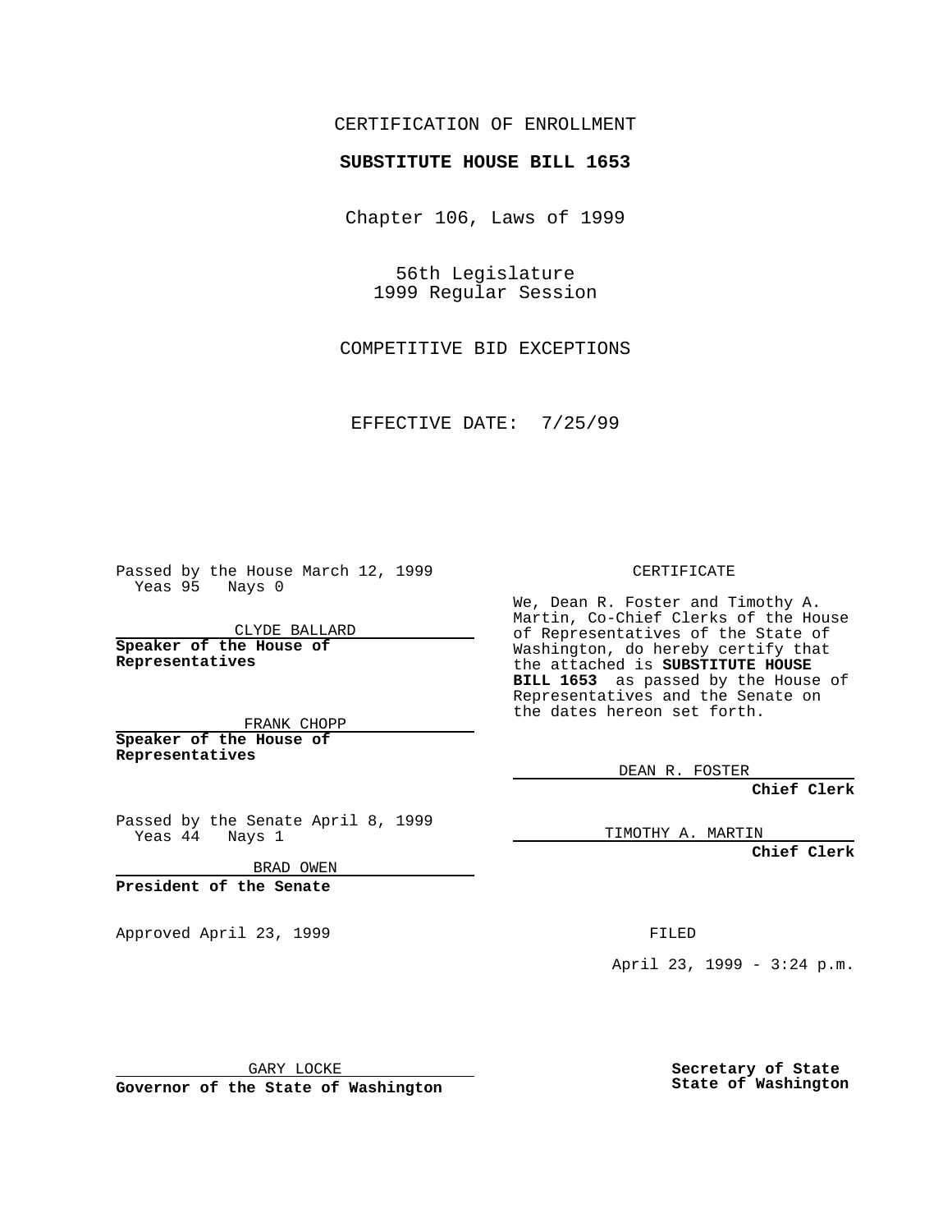CERTIFICATION OF ENROLLMENT

**SUBSTITUTE HOUSE BILL 1653**

Chapter 106, Laws of 1999

56th Legislature
1999 Regular Session

COMPETITIVE BID EXCEPTIONS

EFFECTIVE DATE: 7/25/99

Passed by the House March 12, 1999
Yeas 95 Nays 0

CLYDE BALLARD

**Speaker of the House of Representatives**

FRANK CHOPP

**Speaker of the House of Representatives**

Passed by the Senate April 8, 1999
Yeas 44 Nays 1

BRAD OWEN

**President of the Senate**

Approved April 23, 1999

GARY LOCKE

**Governor of the State of Washington**

CERTIFICATE

We, Dean R. Foster and Timothy A. Martin, Co-Chief Clerks of the House of Representatives of the State of Washington, do hereby certify that the attached is **SUBSTITUTE HOUSE BILL 1653** as passed by the House of Representatives and the Senate on the dates hereon set forth.

DEAN R. FOSTER

**Chief Clerk**

TIMOTHY A. MARTIN

**Chief Clerk**

FILED

April 23, 1999 - 3:24 p.m.

**Secretary of State**
**State of Washington**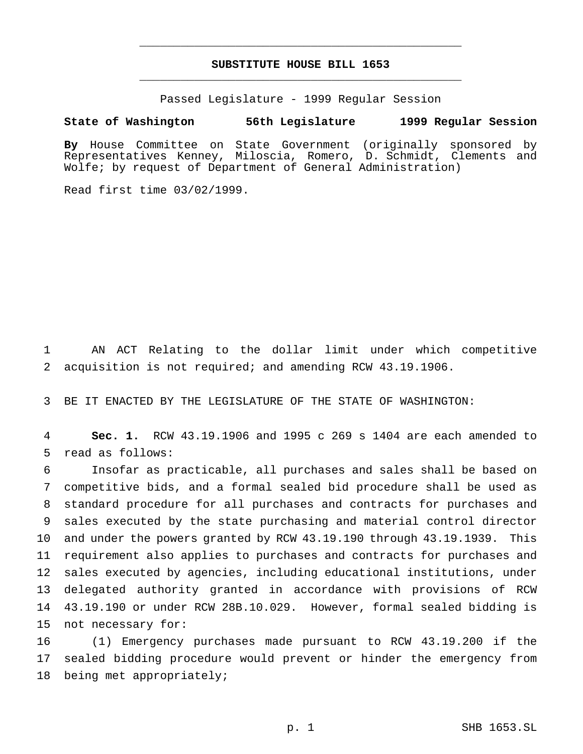# SUBSTITUTE HOUSE BILL 1653

Passed Legislature - 1999 Regular Session

**State of Washington 56th Legislature 1999 Regular Session**

**By** House Committee on State Government (originally sponsored by Representatives Kenney, Miloscia, Romero, D. Schmidt, Clements and Wolfe; by request of Department of General Administration)

Read first time 03/02/1999.

1 AN ACT Relating to the dollar limit under which competitive
2 acquisition is not required; and amending RCW 43.19.1906.

3 BE IT ENACTED BY THE LEGISLATURE OF THE STATE OF WASHINGTON:

4 **Sec. 1.** RCW 43.19.1906 and 1995 c 269 s 1404 are each amended to
5 read as follows:

6 Insofar as practicable, all purchases and sales shall be based on
7 competitive bids, and a formal sealed bid procedure shall be used as
8 standard procedure for all purchases and contracts for purchases and
9 sales executed by the state purchasing and material control director
10 and under the powers granted by RCW 43.19.190 through 43.19.1939. This
11 requirement also applies to purchases and contracts for purchases and
12 sales executed by agencies, including educational institutions, under
13 delegated authority granted in accordance with provisions of RCW
14 43.19.190 or under RCW 28B.10.029. However, formal sealed bidding is
15 not necessary for:

16 (1) Emergency purchases made pursuant to RCW 43.19.200 if the
17 sealed bidding procedure would prevent or hinder the emergency from
18 being met appropriately;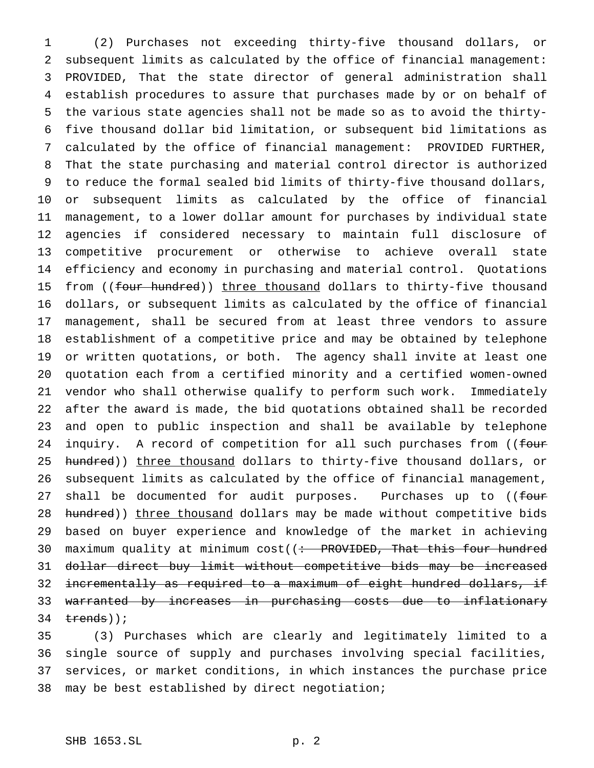(2) Purchases not exceeding thirty-five thousand dollars, or subsequent limits as calculated by the office of financial management: PROVIDED, That the state director of general administration shall establish procedures to assure that purchases made by or on behalf of the various state agencies shall not be made so as to avoid the thirty-five thousand dollar bid limitation, or subsequent bid limitations as calculated by the office of financial management: PROVIDED FURTHER, That the state purchasing and material control director is authorized to reduce the formal sealed bid limits of thirty-five thousand dollars, or subsequent limits as calculated by the office of financial management, to a lower dollar amount for purchases by individual state agencies if considered necessary to maintain full disclosure of competitive procurement or otherwise to achieve overall state efficiency and economy in purchasing and material control. Quotations from ((~~four hundred~~)) <u>three thousand</u> dollars to thirty-five thousand dollars, or subsequent limits as calculated by the office of financial management, shall be secured from at least three vendors to assure establishment of a competitive price and may be obtained by telephone or written quotations, or both. The agency shall invite at least one quotation each from a certified minority and a certified women-owned vendor who shall otherwise qualify to perform such work. Immediately after the award is made, the bid quotations obtained shall be recorded and open to public inspection and shall be available by telephone inquiry. A record of competition for all such purchases from ((~~four hundred~~)) <u>three thousand</u> dollars to thirty-five thousand dollars, or subsequent limits as calculated by the office of financial management, shall be documented for audit purposes. Purchases up to ((~~four hundred~~)) <u>three thousand</u> dollars may be made without competitive bids based on buyer experience and knowledge of the market in achieving maximum quality at minimum cost((~~: PROVIDED, That this four hundred dollar direct buy limit without competitive bids may be increased incrementally as required to a maximum of eight hundred dollars, if warranted by increases in purchasing costs due to inflationary trends~~));

(3) Purchases which are clearly and legitimately limited to a single source of supply and purchases involving special facilities, services, or market conditions, in which instances the purchase price may be best established by direct negotiation;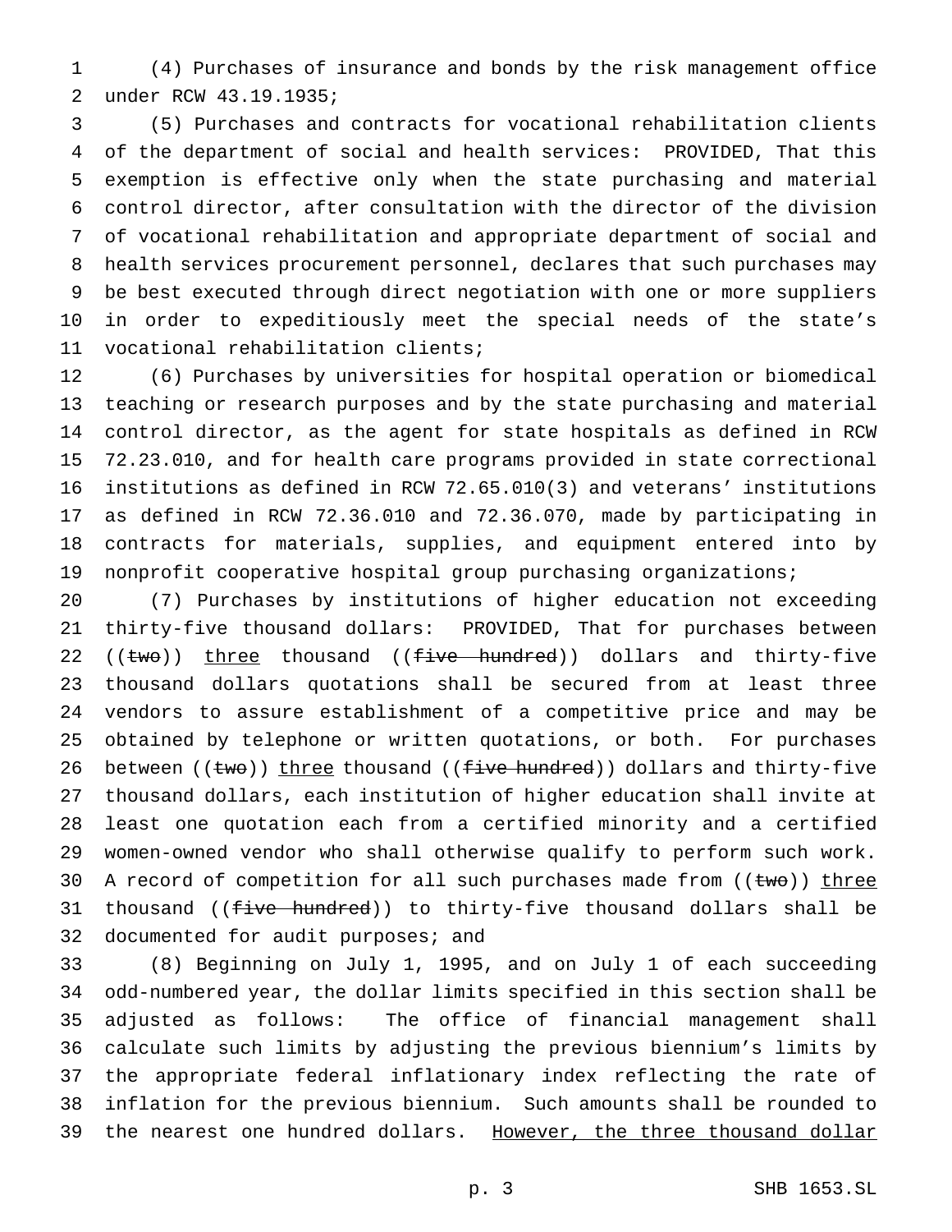(4) Purchases of insurance and bonds by the risk management office under RCW 43.19.1935;

(5) Purchases and contracts for vocational rehabilitation clients of the department of social and health services: PROVIDED, That this exemption is effective only when the state purchasing and material control director, after consultation with the director of the division of vocational rehabilitation and appropriate department of social and health services procurement personnel, declares that such purchases may be best executed through direct negotiation with one or more suppliers in order to expeditiously meet the special needs of the state's vocational rehabilitation clients;

(6) Purchases by universities for hospital operation or biomedical teaching or research purposes and by the state purchasing and material control director, as the agent for state hospitals as defined in RCW 72.23.010, and for health care programs provided in state correctional institutions as defined in RCW 72.65.010(3) and veterans' institutions as defined in RCW 72.36.010 and 72.36.070, made by participating in contracts for materials, supplies, and equipment entered into by nonprofit cooperative hospital group purchasing organizations;

(7) Purchases by institutions of higher education not exceeding thirty-five thousand dollars: PROVIDED, That for purchases between ((~~two~~)) <u>three</u> thousand ((~~five hundred~~)) dollars and thirty-five thousand dollars quotations shall be secured from at least three vendors to assure establishment of a competitive price and may be obtained by telephone or written quotations, or both. For purchases between ((~~two~~)) <u>three</u> thousand ((~~five hundred~~)) dollars and thirty-five thousand dollars, each institution of higher education shall invite at least one quotation each from a certified minority and a certified women-owned vendor who shall otherwise qualify to perform such work. A record of competition for all such purchases made from ((~~two~~)) <u>three</u> thousand ((~~five hundred~~)) to thirty-five thousand dollars shall be documented for audit purposes; and

(8) Beginning on July 1, 1995, and on July 1 of each succeeding odd-numbered year, the dollar limits specified in this section shall be adjusted as follows: The office of financial management shall calculate such limits by adjusting the previous biennium's limits by the appropriate federal inflationary index reflecting the rate of inflation for the previous biennium. Such amounts shall be rounded to the nearest one hundred dollars. <u>However, the three thousand dollar</u>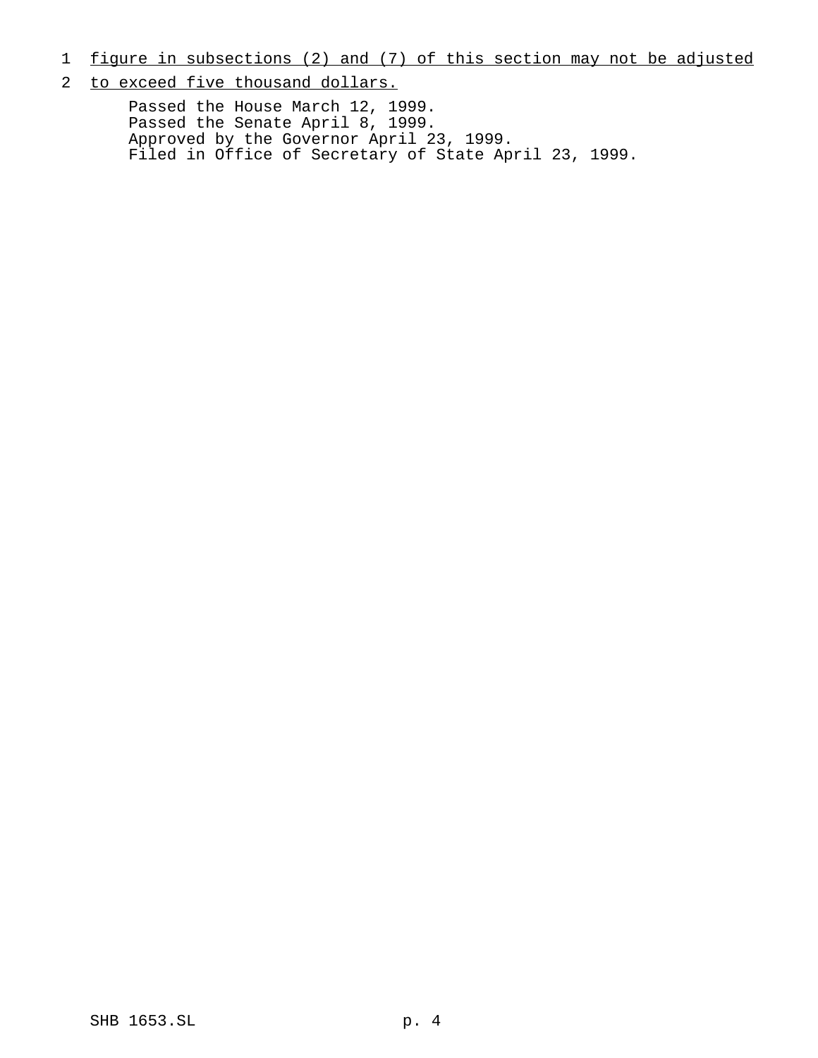figure in subsections (2) and (7) of this section may not be adjusted to exceed five thousand dollars.

Passed the House March 12, 1999.
Passed the Senate April 8, 1999.
Approved by the Governor April 23, 1999.
Filed in Office of Secretary of State April 23, 1999.